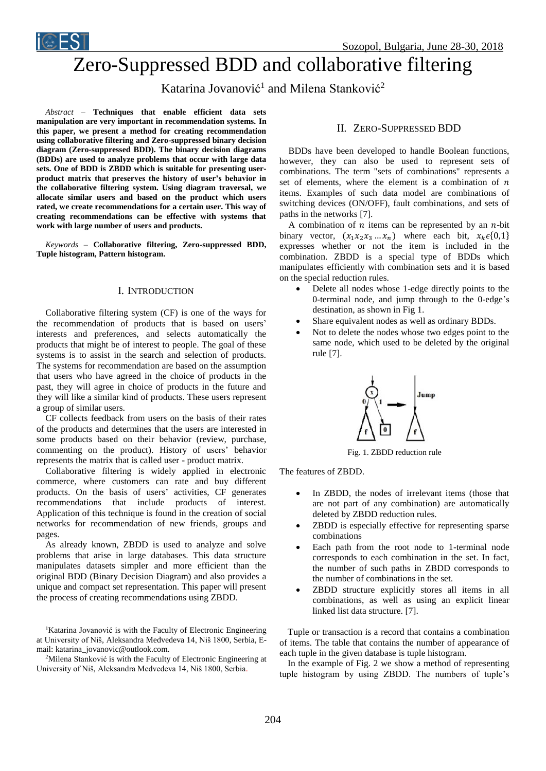# Zero-Suppressed BDD and collaborative filtering

Katarina Jovanović[1] and Milena Stanković[2]

*Abstract* – **Techniques that enable efficient data sets manipulation are very important in recommendation systems. In this paper, we present a method for creating recommendation using collaborative filtering and Zero-suppressed binary decision diagram (Zero-suppressed BDD). The binary decision diagrams (BDDs) are used to analyze problems that occur with large data sets. One of BDD is ZBDD which is suitable for presenting user-product matrix that preserves the history of user's behavior in the collaborative filtering system. Using diagram traversal, we allocate similar users and based on the product which users rated, we create recommendations for a certain user. This way of creating recommendations can be effective with systems that work with large number of users and products.**

*Keywords* – **Collaborative filtering, Zero-suppressed BDD, Tuple histogram, Pattern histogram.**

## I. Introduction

Collaborative filtering system (CF) is one of the ways for the recommendation of products that is based on users' interests and preferences, and selects automatically the products that might be of interest to people. The goal of these systems is to assist in the search and selection of products. The systems for recommendation are based on the assumption that users who have agreed in the choice of products in the past, they will agree in choice of products in the future and they will like a similar kind of products. These users represent a group of similar users.

CF collects feedback from users on the basis of their rates of the products and determines that the users are interested in some products based on their behavior (review, purchase, commenting on the product). History of users' behavior represents the matrix that is called user - product matrix.

Collaborative filtering is widely applied in electronic commerce, where customers can rate and buy different products. On the basis of users' activities, CF generates recommendations that include products of interest. Application of this technique is found in the creation of social networks for recommendation of new friends, groups and pages.

As already known, ZBDD is used to analyze and solve problems that arise in large databases. This data structure manipulates datasets simpler and more efficient than the original BDD (Binary Decision Diagram) and also provides a unique and compact set representation. This paper will present the process of creating recommendations using ZBDD.

[1]Katarina Jovanović is with the Faculty of Electronic Engineering at University of Niš, Aleksandra Medvedeva 14, Niš 1800, Serbia, E-mail: katarina_jovanovic@outlook.com.

[2]Milena Stanković is with the Faculty of Electronic Engineering at University of Niš, Aleksandra Medvedeva 14, Niš 1800, Serbia.

## II. Zero-Suppressed BDD

BDDs have been developed to handle Boolean functions, however, they can also be used to represent sets of combinations. The term "sets of combinations" represents a set of elements, where the element is a combination of $n$ items. Examples of such data model are combinations of switching devices (ON/OFF), fault combinations, and sets of paths in the networks [7].

A combination of $n$ items can be represented by an $n$-bit binary vector, $(x_1x_2x_3 \dots x_n)$ where each bit, $x_k \epsilon \{0,1\}$ expresses whether or not the item is included in the combination. ZBDD is a special type of BDDs which manipulates efficiently with combination sets and it is based on the special reduction rules.

- Delete all nodes whose 1-edge directly points to the 0-terminal node, and jump through to the 0-edge's destination, as shown in Fig 1.
- Share equivalent nodes as well as ordinary BDDs.
- Not to delete the nodes whose two edges point to the same node, which used to be deleted by the original rule [7].

x
0 1
f 0
Jump
f

Fig. 1. ZBDD reduction rule

The features of ZBDD.

- In ZBDD, the nodes of irrelevant items (those that are not part of any combination) are automatically deleted by ZBDD reduction rules.
- ZBDD is especially effective for representing sparse combinations
- Each path from the root node to 1-terminal node corresponds to each combination in the set. In fact, the number of such paths in ZBDD corresponds to the number of combinations in the set.
- ZBDD structure explicitly stores all items in all combinations, as well as using an explicit linear linked list data structure. [7].

Tuple or transaction is a record that contains a combination of items. The table that contains the number of appearance of each tuple in the given database is tuple histogram.

In the example of Fig. 2 we show a method of representing tuple histogram by using ZBDD. The numbers of tuple's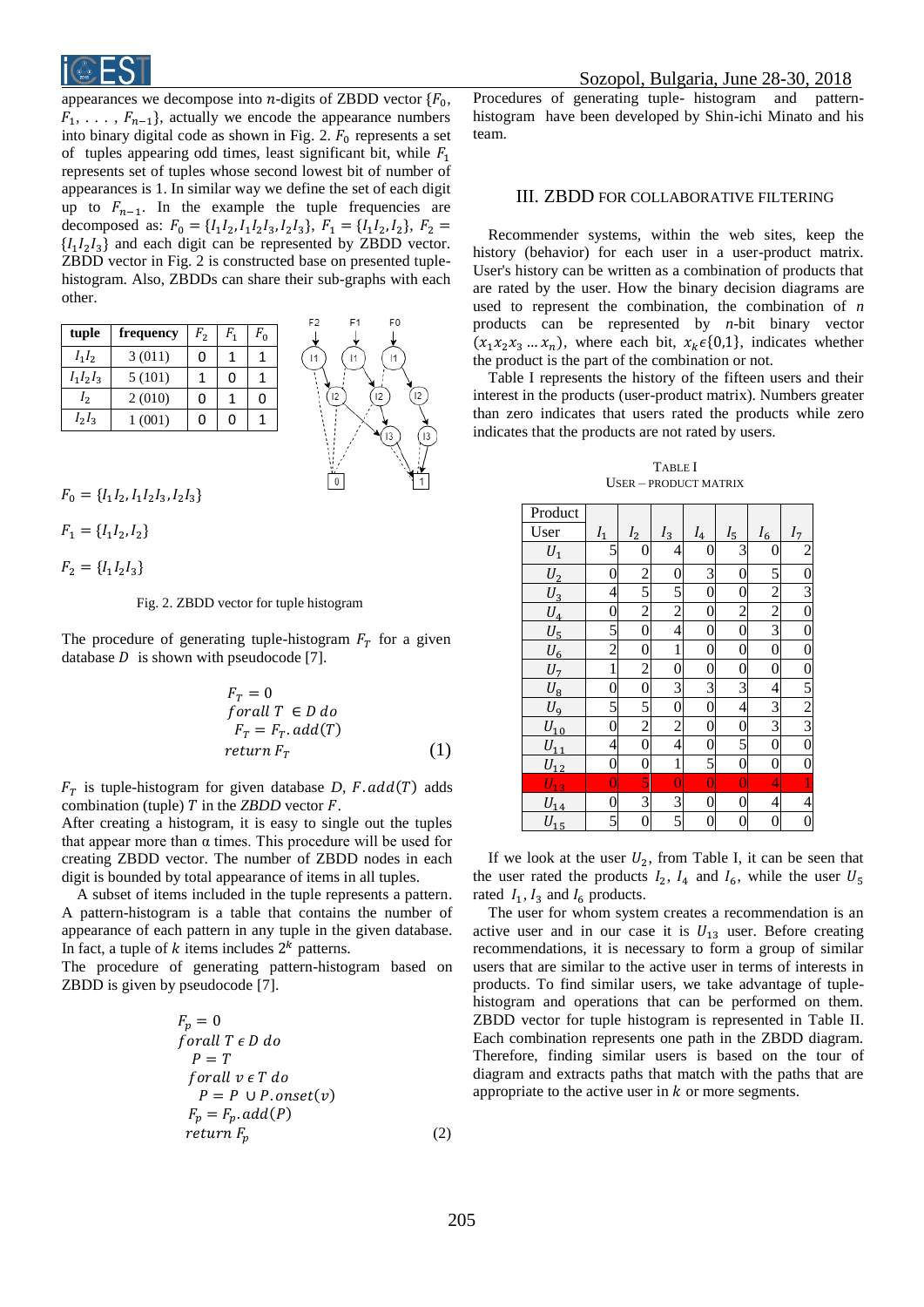appearances we decompose into $n$-digits of ZBDD vector $\{F_0, F_1, \ldots, F_{n-1}\}$, actually we encode the appearance numbers into binary digital code as shown in Fig. 2. $F_0$ represents a set of tuples appearing odd times, least significant bit, while $F_1$ represents set of tuples whose second lowest bit of number of appearances is 1. In similar way we define the set of each digit up to $F_{n-1}$. In the example the tuple frequencies are decomposed as: $F_0 = \{I_1I_2, I_1I_2I_3, I_2I_3\}$, $F_1 = \{I_1I_2, I_2\}$, $F_2 = \{I_1I_2I_3\}$ and each digit can be represented by ZBDD vector. ZBDD vector in Fig. 2 is constructed base on presented tuple-histogram. Also, ZBDDs can share their sub-graphs with each other.

| tuple | frequency | $F_2$ | $F_1$ | $F_0$ |
|---|---|---|---|---|
| $I_1I_2$ | 3 (011) | 0 | 1 | 1 |
| $I_1I_2I_3$ | 5 (101) | 1 | 0 | 1 |
| $I_2$ | 2 (010) | 0 | 1 | 0 |
| $I_2I_3$ | 1 (001) | 0 | 0 | 1 |

F2 F1 F0
I1 I1 I1
I2 I2 I2
I3 I3
0 1

$F_0 = \{I_1I_2, I_1I_2I_3, I_2I_3\}$

$F_1 = \{I_1I_2, I_2\}$

$F_2 = \{I_1I_2I_3\}$

Fig. 2. ZBDD vector for tuple histogram

The procedure of generating tuple-histogram $F_T$ for a given database $D$ is shown with pseudocode [7].

$$
\begin{aligned}
&F_T = 0 \\
&forall\ T \in D\ do \\
&\quad F_T = F_T.add(T) \\
&return\ F_T
\end{aligned}
\tag{1}
$$

$F_T$ is tuple-histogram for given database $D$, $F.add(T)$ adds combination (tuple) $T$ in the *ZBDD* vector $F$.

After creating a histogram, it is easy to single out the tuples that appear more than α times. This procedure will be used for creating ZBDD vector. The number of ZBDD nodes in each digit is bounded by total appearance of items in all tuples.

A subset of items included in the tuple represents a pattern. A pattern-histogram is a table that contains the number of appearance of each pattern in any tuple in the given database. In fact, a tuple of $k$ items includes $2^k$ patterns.

The procedure of generating pattern-histogram based on ZBDD is given by pseudocode [7].

$$
\begin{aligned}
&F_p = 0 \\
&forall\ T \in D\ do \\
&\quad P = T \\
&\quad forall\ v \in T\ do \\
&\quad\quad P = P \cup P.onset(v) \\
&\quad F_p = F_p.add(P) \\
&return\ F_p
\end{aligned}
\tag{2}
$$

Procedures of generating tuple- histogram and pattern-histogram have been developed by Shin-ichi Minato and his team.

## III. ZBDD FOR COLLABORATIVE FILTERING

Recommender systems, within the web sites, keep the history (behavior) for each user in a user-product matrix. User's history can be written as a combination of products that are rated by the user. How the binary decision diagrams are used to represent the combination, the combination of $n$ products can be represented by $n$-bit binary vector $(x_1x_2x_3 \ldots x_n)$, where each bit, $x_k \epsilon\{0,1\}$, indicates whether the product is the part of the combination or not.

Table I represents the history of the fifteen users and their interest in the products (user-product matrix). Numbers greater than zero indicates that users rated the products while zero indicates that the products are not rated by users.

TABLE I
USER – PRODUCT MATRIX

| Product / User | $I_1$ | $I_2$ | $I_3$ | $I_4$ | $I_5$ | $I_6$ | $I_7$ |
|---|---|---|---|---|---|---|---|
| $U_1$ | 5 | 0 | 4 | 0 | 3 | 0 | 2 |
| $U_2$ | 0 | 2 | 0 | 3 | 0 | 5 | 0 |
| $U_3$ | 4 | 5 | 5 | 0 | 0 | 2 | 3 |
| $U_4$ | 0 | 2 | 2 | 0 | 2 | 2 | 0 |
| $U_5$ | 5 | 0 | 4 | 0 | 0 | 3 | 0 |
| $U_6$ | 2 | 0 | 1 | 0 | 0 | 0 | 0 |
| $U_7$ | 1 | 2 | 0 | 0 | 0 | 0 | 0 |
| $U_8$ | 0 | 0 | 3 | 3 | 3 | 4 | 5 |
| $U_9$ | 5 | 5 | 0 | 0 | 4 | 3 | 2 |
| $U_{10}$ | 0 | 2 | 2 | 0 | 0 | 3 | 3 |
| $U_{11}$ | 4 | 0 | 4 | 0 | 5 | 0 | 0 |
| $U_{12}$ | 0 | 0 | 1 | 5 | 0 | 0 | 0 |
| $U_{13}$ | 0 | 5 | 0 | 0 | 0 | 4 | 1 |
| $U_{14}$ | 0 | 3 | 3 | 0 | 0 | 4 | 4 |
| $U_{15}$ | 5 | 0 | 5 | 0 | 0 | 0 | 0 |

If we look at the user $U_2$, from Table I, it can be seen that the user rated the products $I_2$, $I_4$ and $I_6$, while the user $U_5$ rated $I_1$, $I_3$ and $I_6$ products.

The user for whom system creates a recommendation is an active user and in our case it is $U_{13}$ user. Before creating recommendations, it is necessary to form a group of similar users that are similar to the active user in terms of interests in products. To find similar users, we take advantage of tuple-histogram and operations that can be performed on them. ZBDD vector for tuple histogram is represented in Table II. Each combination represents one path in the ZBDD diagram. Therefore, finding similar users is based on the tour of diagram and extracts paths that match with the paths that are appropriate to the active user in $k$ or more segments.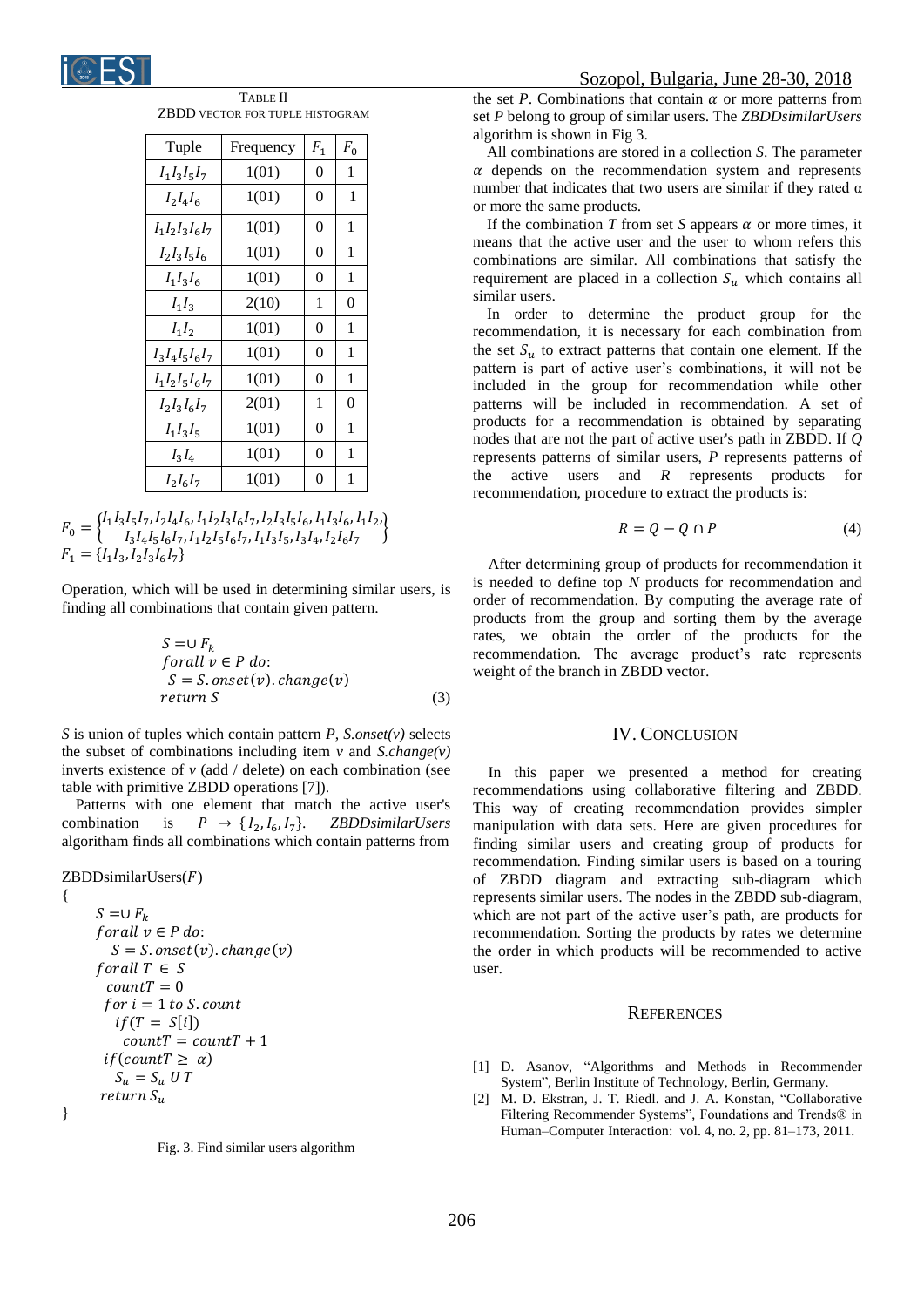TABLE II
ZBDD VECTOR FOR TUPLE HISTOGRAM

| Tuple | Frequency | $F_1$ | $F_0$ |
| --- | --- | --- | --- |
| $I_1I_3I_5I_7$ | 1(01) | 0 | 1 |
| $I_2I_4I_6$ | 1(01) | 0 | 1 |
| $I_1I_2I_3I_6I_7$ | 1(01) | 0 | 1 |
| $I_2I_3I_5I_6$ | 1(01) | 0 | 1 |
| $I_1I_3I_6$ | 1(01) | 0 | 1 |
| $I_1I_3$ | 2(10) | 1 | 0 |
| $I_1I_2$ | 1(01) | 0 | 1 |
| $I_3I_4I_5I_6I_7$ | 1(01) | 0 | 1 |
| $I_1I_2I_5I_6I_7$ | 1(01) | 0 | 1 |
| $I_2I_3I_6I_7$ | 2(01) | 1 | 0 |
| $I_1I_3I_5$ | 1(01) | 0 | 1 |
| $I_3I_4$ | 1(01) | 0 | 1 |
| $I_2I_6I_7$ | 1(01) | 0 | 1 |

$$F_0 = \begin{Bmatrix} I_1I_3I_5I_7, I_2I_4I_6, I_1I_2I_3I_6I_7, I_2I_3I_5I_6, I_1I_3I_6, I_1I_2, \\ I_3I_4I_5I_6I_7, I_1I_2I_5I_6I_7, I_1I_3I_5, I_3I_4, I_2I_6I_7 \end{Bmatrix}$$
$$F_1 = \{I_1I_3, I_2I_3I_6I_7\}$$

Operation, which will be used in determining similar users, is finding all combinations that contain given pattern.

$$\begin{aligned} & S = \cup F_k \\ & forall\ v \in P\ do: \\ & \ S = S.onset(v).change(v) \\ & return\ S \end{aligned} \tag{3}$$

*S* is union of tuples which contain pattern *P*, *S.onset(v)* selects the subset of combinations including item *v* and *S.change(v)* inverts existence of *v* (add / delete) on each combination (see table with primitive ZBDD operations [7]).

Patterns with one element that match the active user's combination is $P \rightarrow \{I_2, I_6, I_7\}$. *ZBDDsimilarUsers* algoritham finds all combinations which contain patterns from the set *P*. Combinations that contain $\alpha$ or more patterns from set *P* belong to group of similar users. The *ZBDDsimilarUsers* algorithm is shown in Fig 3.

```
ZBDDsimilarUsers(F)
{
    S =∪ F_k
    forall v ∈ P do:
      S = S.onset(v).change(v)
    forall T ∈ S
      countT = 0
      for i = 1 to S.count
        if(T = S[i])
          countT = countT + 1
      if(countT ≥ α)
        S_u = S_u U T
    return S_u
}
```

Fig. 3. Find similar users algorithm

All combinations are stored in a collection *S*. The parameter $\alpha$ depends on the recommendation system and represents number that indicates that two users are similar if they rated $\alpha$ or more the same products.

If the combination *T* from set *S* appears $\alpha$ or more times, it means that the active user and the user to whom refers this combinations are similar. All combinations that satisfy the requirement are placed in a collection $S_u$ which contains all similar users.

In order to determine the product group for the recommendation, it is necessary for each combination from the set $S_u$ to extract patterns that contain one element. If the pattern is part of active user's combinations, it will not be included in the group for recommendation while other patterns will be included in recommendation. A set of products for a recommendation is obtained by separating nodes that are not the part of active user's path in ZBDD. If *Q* represents patterns of similar users, *P* represents patterns of the active users and *R* represents products for recommendation, procedure to extract the products is:

$$R = Q - Q \cap P \tag{4}$$

After determining group of products for recommendation it is needed to define top *N* products for recommendation and order of recommendation. By computing the average rate of products from the group and sorting them by the average rates, we obtain the order of the products for the recommendation. The average product's rate represents weight of the branch in ZBDD vector.

## IV. CONCLUSION

In this paper we presented a method for creating recommendations using collaborative filtering and ZBDD. This way of creating recommendation provides simpler manipulation with data sets. Here are given procedures for finding similar users and creating group of products for recommendation. Finding similar users is based on a touring of ZBDD diagram and extracting sub-diagram which represents similar users. The nodes in the ZBDD sub-diagram, which are not part of the active user's path, are products for recommendation. Sorting the products by rates we determine the order in which products will be recommended to active user.

## REFERENCES

[1] D. Asanov, "Algorithms and Methods in Recommender System", Berlin Institute of Technology, Berlin, Germany.

[2] M. D. Ekstran, J. T. Riedl. and J. A. Konstan, "Collaborative Filtering Recommender Systems", Foundations and Trends® in Human–Computer Interaction: vol. 4, no. 2, pp. 81–173, 2011.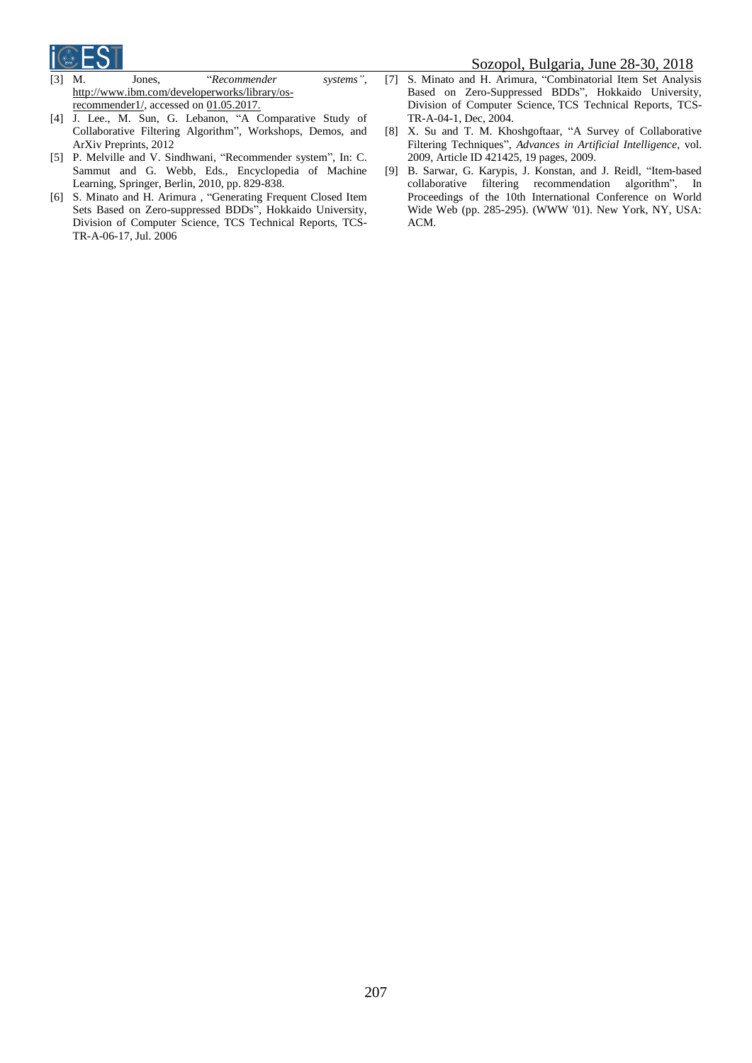[3] M. Jones, "*Recommender systems*", http://www.ibm.com/developerworks/library/os-recommender1/, accessed on 01.05.2017.

[4] J. Lee., M. Sun, G. Lebanon, "A Comparative Study of Collaborative Filtering Algorithm", Workshops, Demos, and ArXiv Preprints, 2012

[5] P. Melville and V. Sindhwani, "Recommender system", In: C. Sammut and G. Webb, Eds., Encyclopedia of Machine Learning, Springer, Berlin, 2010, pp. 829-838.

[6] S. Minato and H. Arimura , "Generating Frequent Closed Item Sets Based on Zero-suppressed BDDs", Hokkaido University, Division of Computer Science, TCS Technical Reports, TCS-TR-A-06-17, Jul. 2006

[7] S. Minato and H. Arimura, "Combinatorial Item Set Analysis Based on Zero-Suppressed BDDs", Hokkaido University, Division of Computer Science, TCS Technical Reports, TCS-TR-A-04-1, Dec, 2004.

[8] X. Su and T. M. Khoshgoftaar, "A Survey of Collaborative Filtering Techniques", *Advances in Artificial Intelligence*, vol. 2009, Article ID 421425, 19 pages, 2009.

[9] B. Sarwar, G. Karypis, J. Konstan, and J. Reidl, "Item-based collaborative filtering recommendation algorithm", In Proceedings of the 10th International Conference on World Wide Web (pp. 285-295). (WWW '01). New York, NY, USA: ACM.